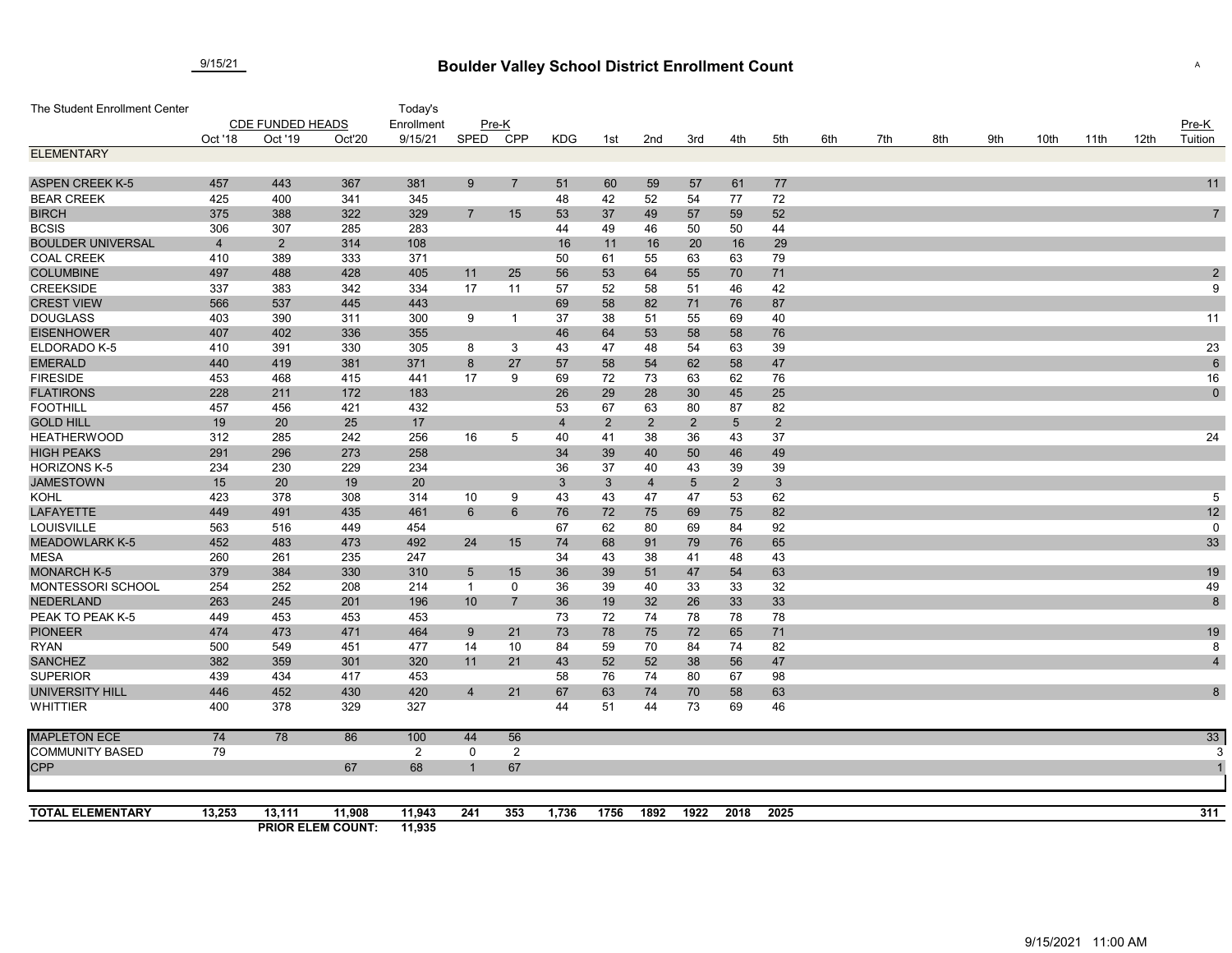9/15/21

# Boulder Valley School District Enrollment Count

The Student Enrollment Center

| | CDE FUNDED HEADS | | | Today's Enrollment | Pre-K | | | | | | | | | | | | | | | | Pre-K |
|---|---|---|---|---|---|---|---|---|---|---|---|---|---|---|---|---|---|---|---|---|---|
| | Oct '18 | Oct '19 | Oct'20 | 9/15/21 | SPED | CPP | KDG | 1st | 2nd | 3rd | 4th | 5th | 6th | 7th | 8th | 9th | 10th | 11th | 12th | Tuition |
| **ELEMENTARY** | | | | | | | | | | | | | | | | | | | | |
| ASPEN CREEK K-5 | 457 | 443 | 367 | 381 | 9 | 7 | 51 | 60 | 59 | 57 | 61 | 77 | | | | | | | | 11 |
| BEAR CREEK | 425 | 400 | 341 | 345 | | | 48 | 42 | 52 | 54 | 77 | 72 | | | | | | | | |
| BIRCH | 375 | 388 | 322 | 329 | 7 | 15 | 53 | 37 | 49 | 57 | 59 | 52 | | | | | | | | 7 |
| BCSIS | 306 | 307 | 285 | 283 | | | 44 | 49 | 46 | 50 | 50 | 44 | | | | | | | | |
| BOULDER UNIVERSAL | 4 | 2 | 314 | 108 | | | 16 | 11 | 16 | 20 | 16 | 29 | | | | | | | | |
| COAL CREEK | 410 | 389 | 333 | 371 | | | 50 | 61 | 55 | 63 | 63 | 79 | | | | | | | | |
| COLUMBINE | 497 | 488 | 428 | 405 | 11 | 25 | 56 | 53 | 64 | 55 | 70 | 71 | | | | | | | | 2 |
| CREEKSIDE | 337 | 383 | 342 | 334 | 17 | 11 | 57 | 52 | 58 | 51 | 46 | 42 | | | | | | | | 9 |
| CREST VIEW | 566 | 537 | 445 | 443 | | | 69 | 58 | 82 | 71 | 76 | 87 | | | | | | | | |
| DOUGLASS | 403 | 390 | 311 | 300 | 9 | 1 | 37 | 38 | 51 | 55 | 69 | 40 | | | | | | | | 11 |
| EISENHOWER | 407 | 402 | 336 | 355 | | | 46 | 64 | 53 | 58 | 58 | 76 | | | | | | | | |
| ELDORADO K-5 | 410 | 391 | 330 | 305 | 8 | 3 | 43 | 47 | 48 | 54 | 63 | 39 | | | | | | | | 23 |
| EMERALD | 440 | 419 | 381 | 371 | 8 | 27 | 57 | 58 | 54 | 62 | 58 | 47 | | | | | | | | 6 |
| FIRESIDE | 453 | 468 | 415 | 441 | 17 | 9 | 69 | 72 | 73 | 63 | 62 | 76 | | | | | | | | 16 |
| FLATIRONS | 228 | 211 | 172 | 183 | | | 26 | 29 | 28 | 30 | 45 | 25 | | | | | | | | 0 |
| FOOTHILL | 457 | 456 | 421 | 432 | | | 53 | 67 | 63 | 80 | 87 | 82 | | | | | | | | |
| GOLD HILL | 19 | 20 | 25 | 17 | | | 4 | 2 | 2 | 2 | 5 | 2 | | | | | | | | |
| HEATHERWOOD | 312 | 285 | 242 | 256 | 16 | 5 | 40 | 41 | 38 | 36 | 43 | 37 | | | | | | | | 24 |
| HIGH PEAKS | 291 | 296 | 273 | 258 | | | 34 | 39 | 40 | 50 | 46 | 49 | | | | | | | | |
| HORIZONS K-5 | 234 | 230 | 229 | 234 | | | 36 | 37 | 40 | 43 | 39 | 39 | | | | | | | | |
| JAMESTOWN | 15 | 20 | 19 | 20 | | | 3 | 3 | 4 | 5 | 2 | 3 | | | | | | | | |
| KOHL | 423 | 378 | 308 | 314 | 10 | 9 | 43 | 43 | 47 | 47 | 53 | 62 | | | | | | | | 5 |
| LAFAYETTE | 449 | 491 | 435 | 461 | 6 | 6 | 76 | 72 | 75 | 69 | 75 | 82 | | | | | | | | 12 |
| LOUISVILLE | 563 | 516 | 449 | 454 | | | 67 | 62 | 80 | 69 | 84 | 92 | | | | | | | | 0 |
| MEADOWLARK K-5 | 452 | 483 | 473 | 492 | 24 | 15 | 74 | 68 | 91 | 79 | 76 | 65 | | | | | | | | 33 |
| MESA | 260 | 261 | 235 | 247 | | | 34 | 43 | 38 | 41 | 48 | 43 | | | | | | | | |
| MONARCH K-5 | 379 | 384 | 330 | 310 | 5 | 15 | 36 | 39 | 51 | 47 | 54 | 63 | | | | | | | | 19 |
| MONTESSORI SCHOOL | 254 | 252 | 208 | 214 | 1 | 0 | 36 | 39 | 40 | 33 | 33 | 32 | | | | | | | | 49 |
| NEDERLAND | 263 | 245 | 201 | 196 | 10 | 7 | 36 | 19 | 32 | 26 | 33 | 33 | | | | | | | | 8 |
| PEAK TO PEAK K-5 | 449 | 453 | 453 | 453 | | | 73 | 72 | 74 | 78 | 78 | 78 | | | | | | | | |
| PIONEER | 474 | 473 | 471 | 464 | 9 | 21 | 73 | 78 | 75 | 72 | 65 | 71 | | | | | | | | 19 |
| RYAN | 500 | 549 | 451 | 477 | 14 | 10 | 84 | 59 | 70 | 84 | 74 | 82 | | | | | | | | 8 |
| SANCHEZ | 382 | 359 | 301 | 320 | 11 | 21 | 43 | 52 | 52 | 38 | 56 | 47 | | | | | | | | 4 |
| SUPERIOR | 439 | 434 | 417 | 453 | | | 58 | 76 | 74 | 80 | 67 | 98 | | | | | | | | |
| UNIVERSITY HILL | 446 | 452 | 430 | 420 | 4 | 21 | 67 | 63 | 74 | 70 | 58 | 63 | | | | | | | | 8 |
| WHITTIER | 400 | 378 | 329 | 327 | | | 44 | 51 | 44 | 73 | 69 | 46 | | | | | | | | |
| MAPLETON ECE | 74 | 78 | 86 | 100 | 44 | 56 | | | | | | | | | | | | | | 33 |
| COMMUNITY BASED | 79 | | | 2 | 0 | 2 | | | | | | | | | | | | | | 3 |
| CPP | | | 67 | 68 | 1 | 67 | | | | | | | | | | | | | | 1 |
| **TOTAL ELEMENTARY** | **13,253** | **13,111** | **11,908** | **11,943** | **241** | **353** | **1,736** | **1756** | **1892** | **1922** | **2018** | **2025** | | | | | | | | **311** |
| | | **PRIOR ELEM COUNT:** | | **11,935** | | | | | | | | | | | | | | | | |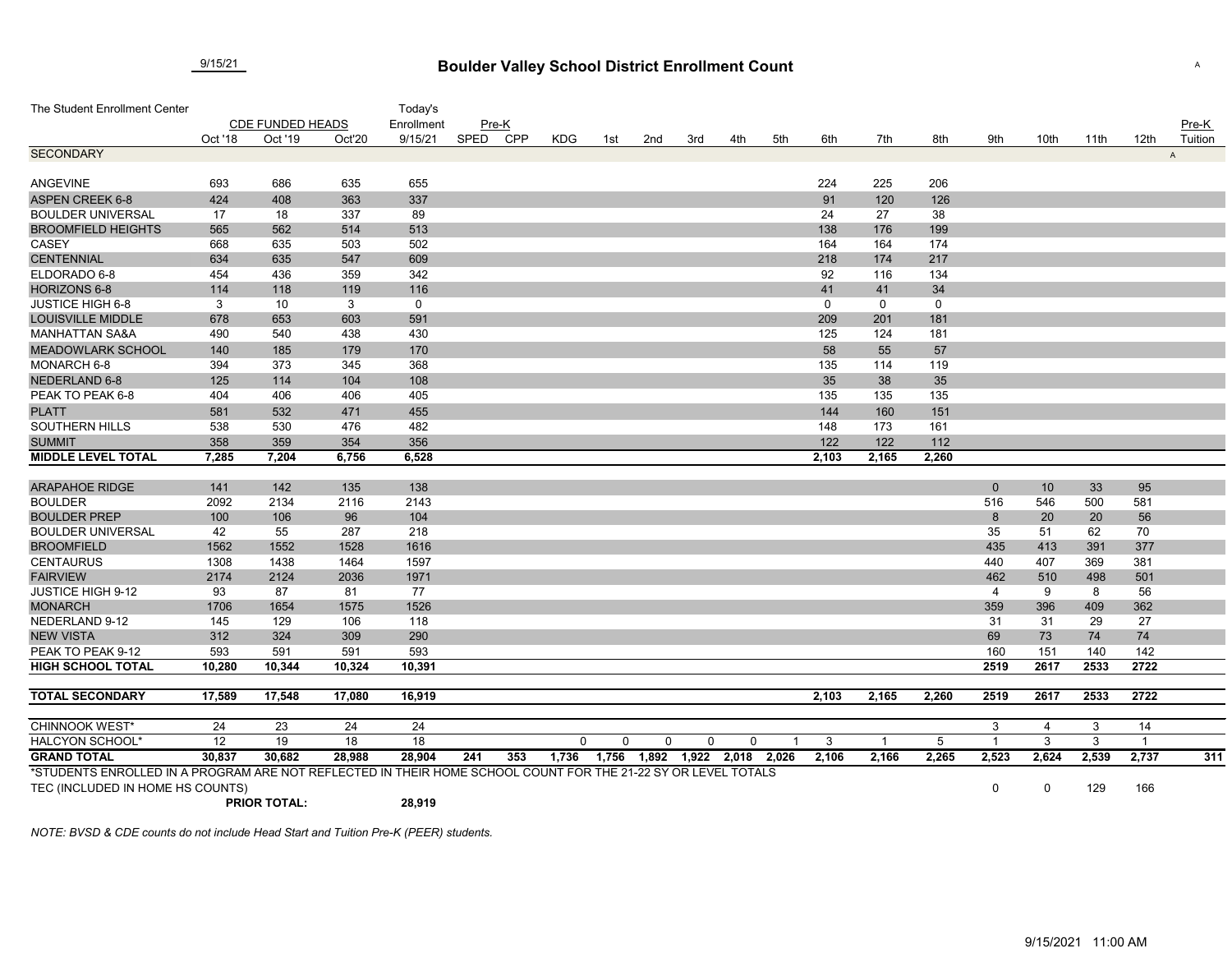9/15/21

# Boulder Valley School District Enrollment Count

| The Student Enrollment Center | CDE FUNDED HEADS | | | Today's Enrollment | Pre-K | | | | | | | | | | | | | | | Pre-K |
|---|---|---|---|---|---|---|---|---|---|---|---|---|---|---|---|---|---|---|---|---|
| | Oct '18 | Oct '19 | Oct'20 | 9/15/21 | SPED | CPP | KDG | 1st | 2nd | 3rd | 4th | 5th | 6th | 7th | 8th | 9th | 10th | 11th | 12th | Tuition |
| **SECONDARY** | | | | | | | | | | | | | | | | | | | | |
| ANGEVINE | 693 | 686 | 635 | 655 | | | | | | | | | 224 | 225 | 206 | | | | | |
| ASPEN CREEK 6-8 | 424 | 408 | 363 | 337 | | | | | | | | | 91 | 120 | 126 | | | | | |
| BOULDER UNIVERSAL | 17 | 18 | 337 | 89 | | | | | | | | | 24 | 27 | 38 | | | | | |
| BROOMFIELD HEIGHTS | 565 | 562 | 514 | 513 | | | | | | | | | 138 | 176 | 199 | | | | | |
| CASEY | 668 | 635 | 503 | 502 | | | | | | | | | 164 | 164 | 174 | | | | | |
| CENTENNIAL | 634 | 635 | 547 | 609 | | | | | | | | | 218 | 174 | 217 | | | | | |
| ELDORADO 6-8 | 454 | 436 | 359 | 342 | | | | | | | | | 92 | 116 | 134 | | | | | |
| HORIZONS 6-8 | 114 | 118 | 119 | 116 | | | | | | | | | 41 | 41 | 34 | | | | | |
| JUSTICE HIGH 6-8 | 3 | 10 | 3 | 0 | | | | | | | | | 0 | 0 | 0 | | | | | |
| LOUISVILLE MIDDLE | 678 | 653 | 603 | 591 | | | | | | | | | 209 | 201 | 181 | | | | | |
| MANHATTAN SA&A | 490 | 540 | 438 | 430 | | | | | | | | | 125 | 124 | 181 | | | | | |
| MEADOWLARK SCHOOL | 140 | 185 | 179 | 170 | | | | | | | | | 58 | 55 | 57 | | | | | |
| MONARCH 6-8 | 394 | 373 | 345 | 368 | | | | | | | | | 135 | 114 | 119 | | | | | |
| NEDERLAND 6-8 | 125 | 114 | 104 | 108 | | | | | | | | | 35 | 38 | 35 | | | | | |
| PEAK TO PEAK 6-8 | 404 | 406 | 406 | 405 | | | | | | | | | 135 | 135 | 135 | | | | | |
| PLATT | 581 | 532 | 471 | 455 | | | | | | | | | 144 | 160 | 151 | | | | | |
| SOUTHERN HILLS | 538 | 530 | 476 | 482 | | | | | | | | | 148 | 173 | 161 | | | | | |
| SUMMIT | 358 | 359 | 354 | 356 | | | | | | | | | 122 | 122 | 112 | | | | | |
| **MIDDLE LEVEL TOTAL** | **7,285** | **7,204** | **6,756** | **6,528** | | | | | | | | | **2,103** | **2,165** | **2,260** | | | | | |
| ARAPAHOE RIDGE | 141 | 142 | 135 | 138 | | | | | | | | | | | | 0 | 10 | 33 | 95 | |
| BOULDER | 2092 | 2134 | 2116 | 2143 | | | | | | | | | | | | 516 | 546 | 500 | 581 | |
| BOULDER PREP | 100 | 106 | 96 | 104 | | | | | | | | | | | | 8 | 20 | 20 | 56 | |
| BOULDER UNIVERSAL | 42 | 55 | 287 | 218 | | | | | | | | | | | | 35 | 51 | 62 | 70 | |
| BROOMFIELD | 1562 | 1552 | 1528 | 1616 | | | | | | | | | | | | 435 | 413 | 391 | 377 | |
| CENTAURUS | 1308 | 1438 | 1464 | 1597 | | | | | | | | | | | | 440 | 407 | 369 | 381 | |
| FAIRVIEW | 2174 | 2124 | 2036 | 1971 | | | | | | | | | | | | 462 | 510 | 498 | 501 | |
| JUSTICE HIGH 9-12 | 93 | 87 | 81 | 77 | | | | | | | | | | | | 4 | 9 | 8 | 56 | |
| MONARCH | 1706 | 1654 | 1575 | 1526 | | | | | | | | | | | | 359 | 396 | 409 | 362 | |
| NEDERLAND 9-12 | 145 | 129 | 106 | 118 | | | | | | | | | | | | 31 | 31 | 29 | 27 | |
| NEW VISTA | 312 | 324 | 309 | 290 | | | | | | | | | | | | 69 | 73 | 74 | 74 | |
| PEAK TO PEAK 9-12 | 593 | 591 | 591 | 593 | | | | | | | | | | | | 160 | 151 | 140 | 142 | |
| **HIGH SCHOOL TOTAL** | **10,280** | **10,344** | **10,324** | **10,391** | | | | | | | | | | | | **2519** | **2617** | **2533** | **2722** | |
| **TOTAL SECONDARY** | **17,589** | **17,548** | **17,080** | **16,919** | | | | | | | | | **2,103** | **2,165** | **2,260** | **2519** | **2617** | **2533** | **2722** | |
| CHINNOOK WEST* | 24 | 23 | 24 | 24 | | | | | | | | | | | | 3 | 4 | 3 | 14 | |
| HALCYON SCHOOL* | 12 | 19 | 18 | 18 | | | 0 | 0 | 0 | 0 | 0 | 1 | 3 | 1 | 5 | 1 | 3 | 3 | 1 | |
| **GRAND TOTAL** | **30,837** | **30,682** | **28,988** | **28,904** | **241** | **353** | **1,736** | **1,756** | **1,892** | **1,922** | **2,018** | **2,026** | **2,106** | **2,166** | **2,265** | **2,523** | **2,624** | **2,539** | **2,737** | **311** |
| *STUDENTS ENROLLED IN A PROGRAM ARE NOT REFLECTED IN THEIR HOME SCHOOL COUNT FOR THE 21-22 SY OR LEVEL TOTALS | | | | | | | | | | | | | | | | | | | | |
| TEC (INCLUDED IN HOME HS COUNTS) | | | | | | | | | | | | | | | | 0 | 0 | 129 | 166 | |
| **PRIOR TOTAL:** | | | | **28,919** | | | | | | | | | | | | | | | | |

*NOTE: BVSD & CDE counts do not include Head Start and Tuition Pre-K (PEER) students.*